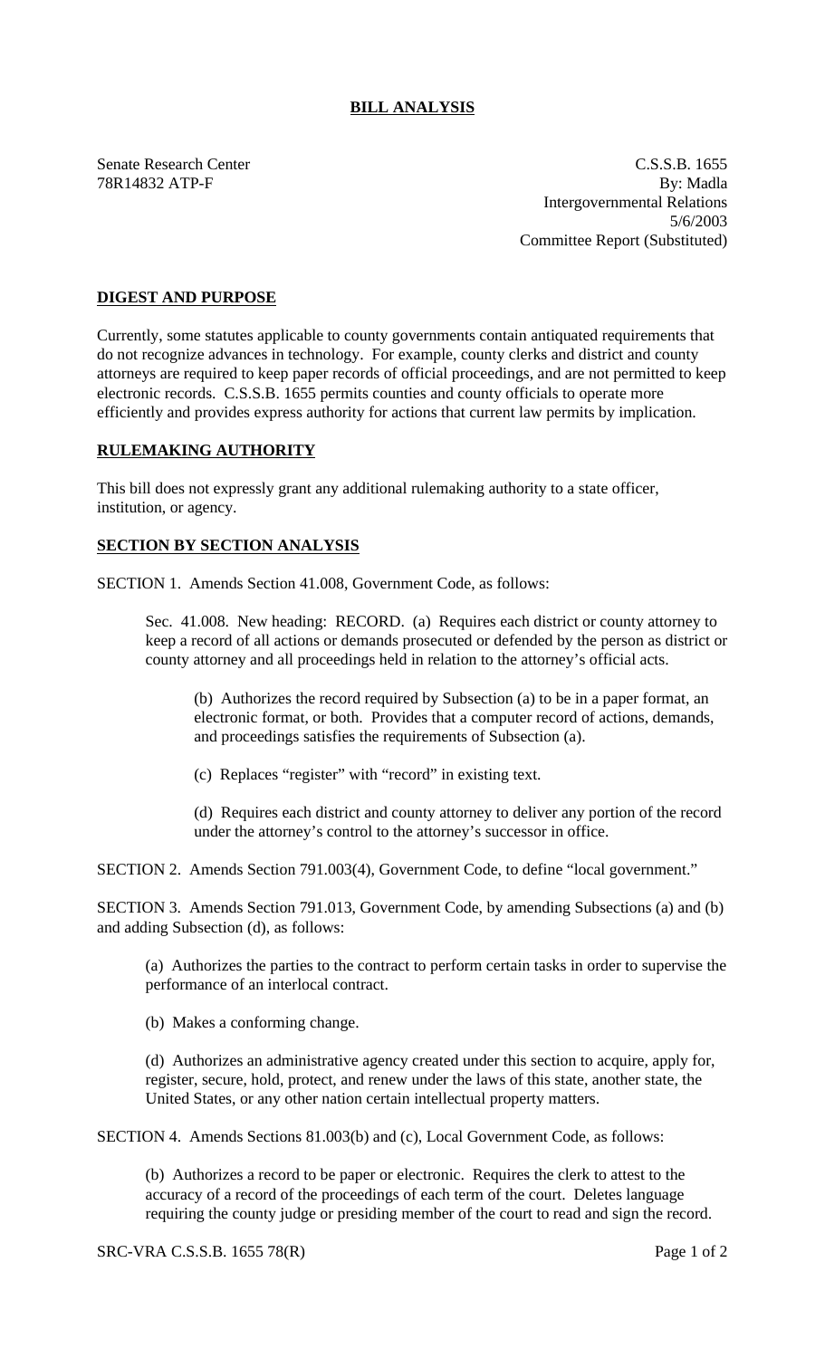# BILL ANALYSIS

Senate Research Center
78R14832 ATP-F

C.S.S.B. 1655
By: Madla
Intergovernmental Relations
5/6/2003
Committee Report (Substituted)

## DIGEST AND PURPOSE

Currently, some statutes applicable to county governments contain antiquated requirements that do not recognize advances in technology. For example, county clerks and district and county attorneys are required to keep paper records of official proceedings, and are not permitted to keep electronic records. C.S.S.B. 1655 permits counties and county officials to operate more efficiently and provides express authority for actions that current law permits by implication.

## RULEMAKING AUTHORITY

This bill does not expressly grant any additional rulemaking authority to a state officer, institution, or agency.

## SECTION BY SECTION ANALYSIS

SECTION 1. Amends Section 41.008, Government Code, as follows:

Sec. 41.008. New heading: RECORD. (a) Requires each district or county attorney to keep a record of all actions or demands prosecuted or defended by the person as district or county attorney and all proceedings held in relation to the attorney's official acts.

(b) Authorizes the record required by Subsection (a) to be in a paper format, an electronic format, or both. Provides that a computer record of actions, demands, and proceedings satisfies the requirements of Subsection (a).

(c) Replaces "register" with "record" in existing text.

(d) Requires each district and county attorney to deliver any portion of the record under the attorney's control to the attorney's successor in office.

SECTION 2. Amends Section 791.003(4), Government Code, to define "local government."

SECTION 3. Amends Section 791.013, Government Code, by amending Subsections (a) and (b) and adding Subsection (d), as follows:

(a) Authorizes the parties to the contract to perform certain tasks in order to supervise the performance of an interlocal contract.

(b) Makes a conforming change.

(d) Authorizes an administrative agency created under this section to acquire, apply for, register, secure, hold, protect, and renew under the laws of this state, another state, the United States, or any other nation certain intellectual property matters.

SECTION 4. Amends Sections 81.003(b) and (c), Local Government Code, as follows:

(b) Authorizes a record to be paper or electronic. Requires the clerk to attest to the accuracy of a record of the proceedings of each term of the court. Deletes language requiring the county judge or presiding member of the court to read and sign the record.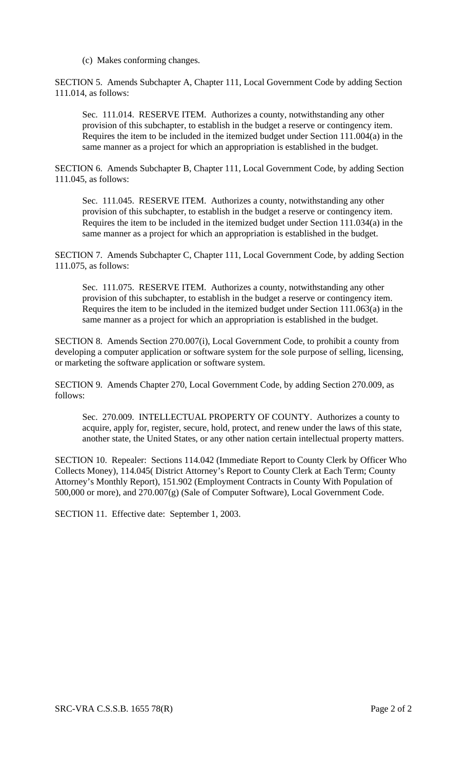(c) Makes conforming changes.

SECTION 5. Amends Subchapter A, Chapter 111, Local Government Code by adding Section 111.014, as follows:

> Sec. 111.014. RESERVE ITEM. Authorizes a county, notwithstanding any other provision of this subchapter, to establish in the budget a reserve or contingency item. Requires the item to be included in the itemized budget under Section 111.004(a) in the same manner as a project for which an appropriation is established in the budget.

SECTION 6. Amends Subchapter B, Chapter 111, Local Government Code, by adding Section 111.045, as follows:

> Sec. 111.045. RESERVE ITEM. Authorizes a county, notwithstanding any other provision of this subchapter, to establish in the budget a reserve or contingency item. Requires the item to be included in the itemized budget under Section 111.034(a) in the same manner as a project for which an appropriation is established in the budget.

SECTION 7. Amends Subchapter C, Chapter 111, Local Government Code, by adding Section 111.075, as follows:

> Sec. 111.075. RESERVE ITEM. Authorizes a county, notwithstanding any other provision of this subchapter, to establish in the budget a reserve or contingency item. Requires the item to be included in the itemized budget under Section 111.063(a) in the same manner as a project for which an appropriation is established in the budget.

SECTION 8. Amends Section 270.007(i), Local Government Code, to prohibit a county from developing a computer application or software system for the sole purpose of selling, licensing, or marketing the software application or software system.

SECTION 9. Amends Chapter 270, Local Government Code, by adding Section 270.009, as follows:

> Sec. 270.009. INTELLECTUAL PROPERTY OF COUNTY. Authorizes a county to acquire, apply for, register, secure, hold, protect, and renew under the laws of this state, another state, the United States, or any other nation certain intellectual property matters.

SECTION 10. Repealer: Sections 114.042 (Immediate Report to County Clerk by Officer Who Collects Money), 114.045( District Attorney's Report to County Clerk at Each Term; County Attorney's Monthly Report), 151.902 (Employment Contracts in County With Population of 500,000 or more), and 270.007(g) (Sale of Computer Software), Local Government Code.

SECTION 11. Effective date: September 1, 2003.

SRC-VRA C.S.S.B. 1655 78(R)